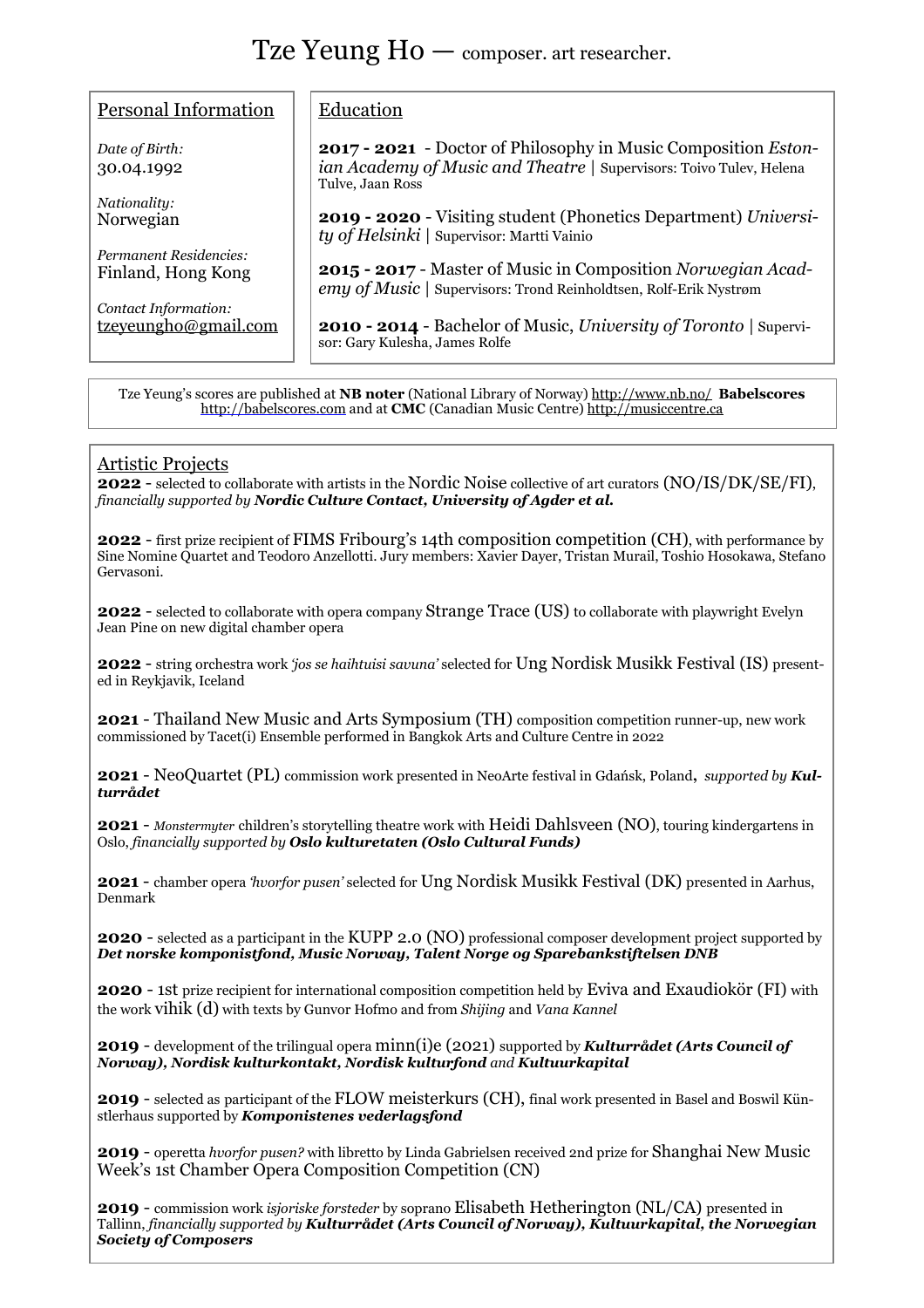# Tze Yeung Ho — composer. art researcher.

## Personal Information

*Date of Birth:*
30.04.1992

*Nationality:*
Norwegian

*Permanent Residencies:*
Finland, Hong Kong

*Contact Information:*
tzeyeungho@gmail.com

## Education

**2017 - 2021** - Doctor of Philosophy in Music Composition *Estonian Academy of Music and Theatre* | Supervisors: Toivo Tulev, Helena Tulve, Jaan Ross

**2019 - 2020** - Visiting student (Phonetics Department) *University of Helsinki* | Supervisor: Martti Vainio

**2015 - 2017** - Master of Music in Composition *Norwegian Academy of Music* | Supervisors: Trond Reinholdtsen, Rolf-Erik Nystrøm

**2010 - 2014** - Bachelor of Music, *University of Toronto* | Supervisor: Gary Kulesha, James Rolfe

Tze Yeung's scores are published at **NB noter** (National Library of Norway) http://www.nb.no/ **Babelscores** http://babelscores.com and at **CMC** (Canadian Music Centre) http://musiccentre.ca

## Artistic Projects

**2022** - selected to collaborate with artists in the Nordic Noise collective of art curators (NO/IS/DK/SE/FI), *financially supported by **Nordic Culture Contact, University of Agder et al.***

**2022** - first prize recipient of FIMS Fribourg's 14th composition competition (CH), with performance by Sine Nomine Quartet and Teodoro Anzellotti. Jury members: Xavier Dayer, Tristan Murail, Toshio Hosokawa, Stefano Gervasoni.

**2022** - selected to collaborate with opera company Strange Trace (US) to collaborate with playwright Evelyn Jean Pine on new digital chamber opera

**2022** - string orchestra work *'jos se haihtuisi savuna'* selected for Ung Nordisk Musikk Festival (IS) presented in Reykjavik, Iceland

**2021** - Thailand New Music and Arts Symposium (TH) composition competition runner-up, new work commissioned by Tacet(i) Ensemble performed in Bangkok Arts and Culture Centre in 2022

**2021** - NeoQuartet (PL) commission work presented in NeoArte festival in Gdańsk, Poland, *supported by **Kulturrådet***

**2021** - *Monstermyter* children's storytelling theatre work with Heidi Dahlsveen (NO), touring kindergartens in Oslo, *financially supported by **Oslo kulturetaten (Oslo Cultural Funds)***

**2021** - chamber opera *'hvorfor pusen'* selected for Ung Nordisk Musikk Festival (DK) presented in Aarhus, Denmark

**2020** - selected as a participant in the KUPP 2.0 (NO) professional composer development project supported by ***Det norske komponistfond, Music Norway, Talent Norge og Sparebankstiftelsen DNB***

**2020** - 1st prize recipient for international composition competition held by Eviva and Exaudiokör (FI) with the work vihik (d) with texts by Gunvor Hofmo and from *Shijing* and *Vana Kannel*

**2019** - development of the trilingual opera minn(i)e (2021) supported by ***Kulturrådet (Arts Council of Norway), Nordisk kulturkontakt, Nordisk kulturfond** and **Kultuurkapital***

**2019** - selected as participant of the FLOW meisterkurs (CH), final work presented in Basel and Boswil Künstlerhaus supported by ***Komponistenes vederlagsfond***

**2019** - operetta *hvorfor pusen?* with libretto by Linda Gabrielsen received 2nd prize for Shanghai New Music Week's 1st Chamber Opera Composition Competition (CN)

**2019** - commission work *isjoriske forsteder* by soprano Elisabeth Hetherington (NL/CA) presented in Tallinn, *financially supported by **Kulturrådet (Arts Council of Norway), Kultuurkapital, the Norwegian Society of Composers***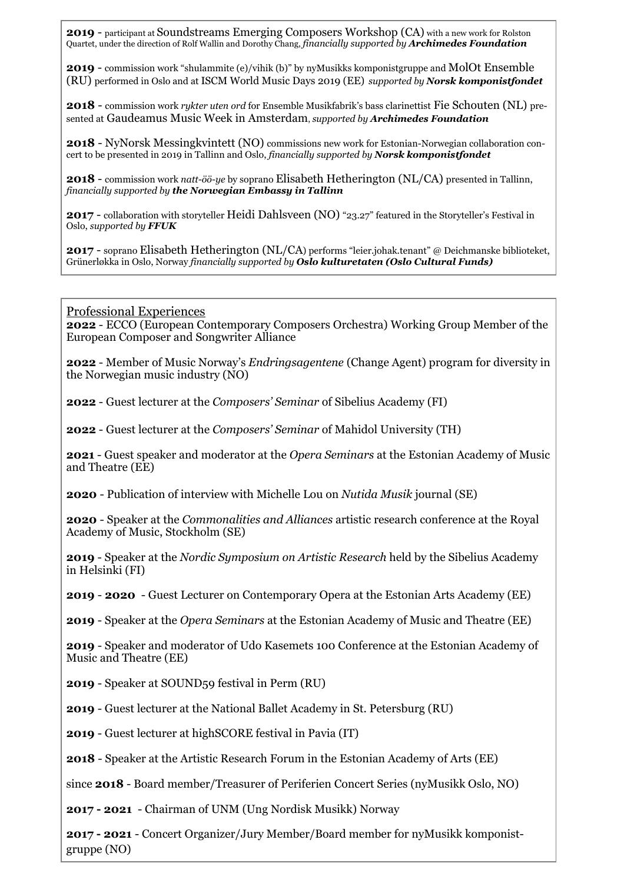**2019** - participant at Soundstreams Emerging Composers Workshop (CA) with a new work for Rolston Quartet, under the direction of Rolf Wallin and Dorothy Chang, *financially supported by* ***Archimedes Foundation***

**2019** - commission work "shulammite (e)/vihik (b)" by nyMusikks komponistgruppe and MolOt Ensemble (RU) performed in Oslo and at ISCM World Music Days 2019 (EE) *supported by* ***Norsk komponistfondet***

**2018** - commission work *rykter uten ord* for Ensemble Musikfabrik's bass clarinettist Fie Schouten (NL) presented at Gaudeamus Music Week in Amsterdam, *supported by* ***Archimedes Foundation***

**2018** - NyNorsk Messingkvintett (NO) commissions new work for Estonian-Norwegian collaboration concert to be presented in 2019 in Tallinn and Oslo, *financially supported by* ***Norsk komponistfondet***

**2018** - commission work *natt-öö-ye* by soprano Elisabeth Hetherington (NL/CA) presented in Tallinn, *financially supported by* ***the Norwegian Embassy in Tallinn***

**2017** - collaboration with storyteller Heidi Dahlsveen (NO) "23.27" featured in the Storyteller's Festival in Oslo, *supported by* ***FFUK***

**2017** - soprano Elisabeth Hetherington (NL/CA) performs "leier.johak.tenant" @ Deichmanske biblioteket, Grünerløkka in Oslo, Norway *financially supported by* ***Oslo kulturetaten (Oslo Cultural Funds)***

## Professional Experiences

**2022** - ECCO (European Contemporary Composers Orchestra) Working Group Member of the European Composer and Songwriter Alliance

**2022** - Member of Music Norway's *Endringsagentene* (Change Agent) program for diversity in the Norwegian music industry (NO)

**2022** - Guest lecturer at the *Composers' Seminar* of Sibelius Academy (FI)

**2022** - Guest lecturer at the *Composers' Seminar* of Mahidol University (TH)

**2021** - Guest speaker and moderator at the *Opera Seminars* at the Estonian Academy of Music and Theatre (EE)

**2020** - Publication of interview with Michelle Lou on *Nutida Musik* journal (SE)

**2020** - Speaker at the *Commonalities and Alliances* artistic research conference at the Royal Academy of Music, Stockholm (SE)

**2019** - Speaker at the *Nordic Symposium on Artistic Research* held by the Sibelius Academy in Helsinki (FI)

**2019 - 2020** - Guest Lecturer on Contemporary Opera at the Estonian Arts Academy (EE)

**2019** - Speaker at the *Opera Seminars* at the Estonian Academy of Music and Theatre (EE)

**2019** - Speaker and moderator of Udo Kasemets 100 Conference at the Estonian Academy of Music and Theatre (EE)

**2019** - Speaker at SOUND59 festival in Perm (RU)

**2019** - Guest lecturer at the National Ballet Academy in St. Petersburg (RU)

**2019** - Guest lecturer at highSCORE festival in Pavia (IT)

**2018** - Speaker at the Artistic Research Forum in the Estonian Academy of Arts (EE)

since **2018** - Board member/Treasurer of Periferien Concert Series (nyMusikk Oslo, NO)

**2017 - 2021** - Chairman of UNM (Ung Nordisk Musikk) Norway

**2017 - 2021** - Concert Organizer/Jury Member/Board member for nyMusikk komponistgruppe (NO)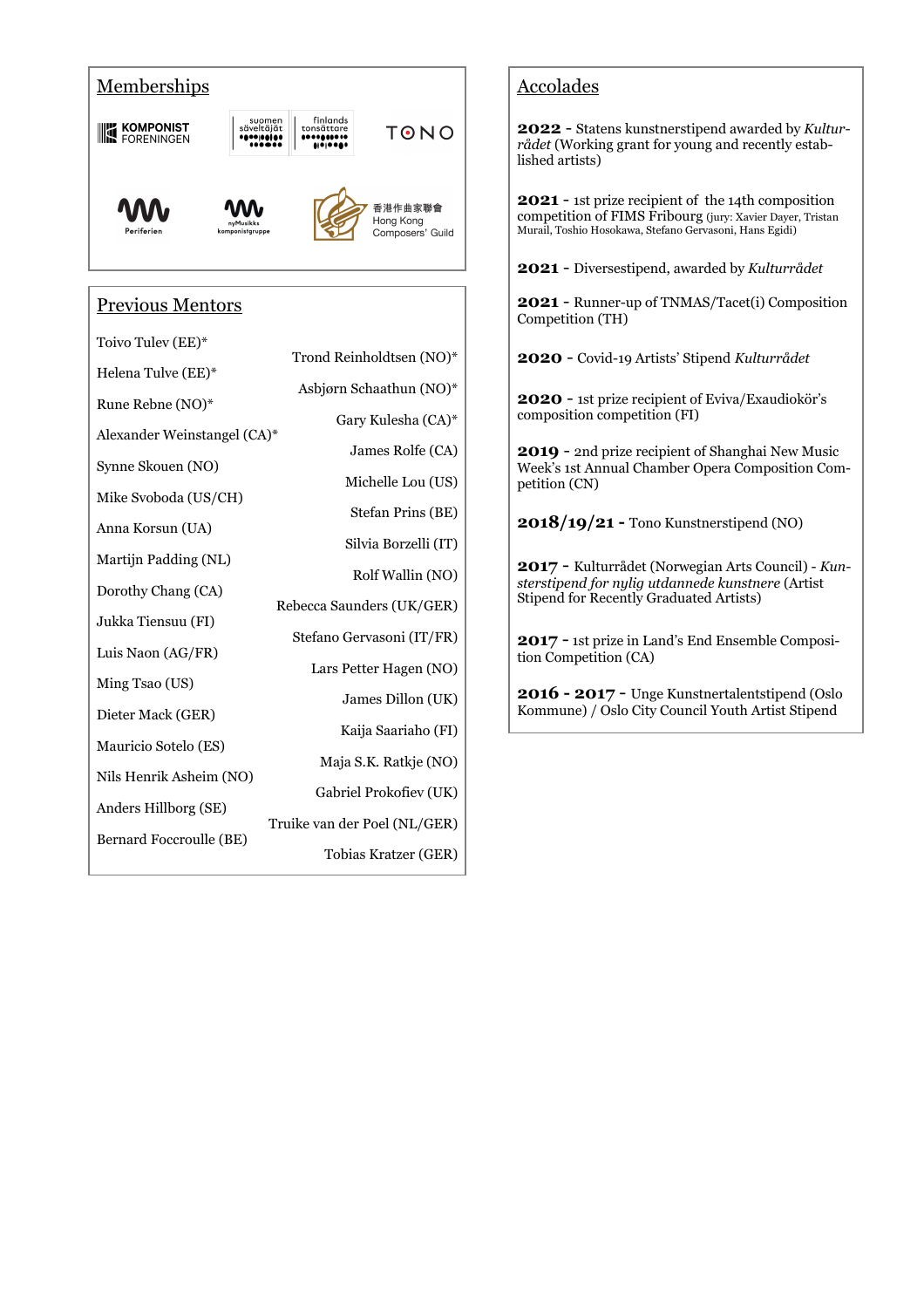## Memberships

KOMPONIST FORENINGEN

suomen säveltäjät

finlands tonsättare

TONO

Periferien

nyMusikks komponistgruppe

香港作曲家聯會 Hong Kong Composers' Guild

## Previous Mentors

Toivo Tulev (EE)*

Trond Reinholdtsen (NO)*

Helena Tulve (EE)*

Asbjørn Schaathun (NO)*

Rune Rebne (NO)*

Gary Kulesha (CA)*

Alexander Weinstangel (CA)*

James Rolfe (CA)

Synne Skouen (NO)

Michelle Lou (US)

Mike Svoboda (US/CH)

Stefan Prins (BE)

Anna Korsun (UA)

Silvia Borzelli (IT)

Martijn Padding (NL)

Rolf Wallin (NO)

Dorothy Chang (CA)

Rebecca Saunders (UK/GER)

Jukka Tiensuu (FI)

Stefano Gervasoni (IT/FR)

Luis Naon (AG/FR)

Lars Petter Hagen (NO)

Ming Tsao (US)

James Dillon (UK)

Dieter Mack (GER)

Kaija Saariaho (FI)

Mauricio Sotelo (ES)

Maja S.K. Ratkje (NO)

Nils Henrik Asheim (NO)

Gabriel Prokofiev (UK)

Anders Hillborg (SE)

Truike van der Poel (NL/GER)

Bernard Foccroulle (BE)

Tobias Kratzer (GER)

## Accolades

**2022** - Statens kunstnerstipend awarded by *Kulturrådet* (Working grant for young and recently established artists)

**2021** - 1st prize recipient of the 14th composition competition of FIMS Fribourg (jury: Xavier Dayer, Tristan Murail, Toshio Hosokawa, Stefano Gervasoni, Hans Egidi)

**2021** - Diversestipend, awarded by *Kulturrådet*

**2021** - Runner-up of TNMAS/Tacet(i) Composition Competition (TH)

**2020** - Covid-19 Artists' Stipend *Kulturrådet*

**2020** - 1st prize recipient of Eviva/Exaudiokör's composition competition (FI)

**2019** - 2nd prize recipient of Shanghai New Music Week's 1st Annual Chamber Opera Composition Competition (CN)

**2018/19/21** - Tono Kunstnerstipend (NO)

**2017** - Kulturrådet (Norwegian Arts Council) - *Kunsterstipend for nylig utdannede kunstnere* (Artist Stipend for Recently Graduated Artists)

**2017** - 1st prize in Land's End Ensemble Composition Competition (CA)

**2016 - 2017** - Unge Kunstnertalentstipend (Oslo Kommune) / Oslo City Council Youth Artist Stipend